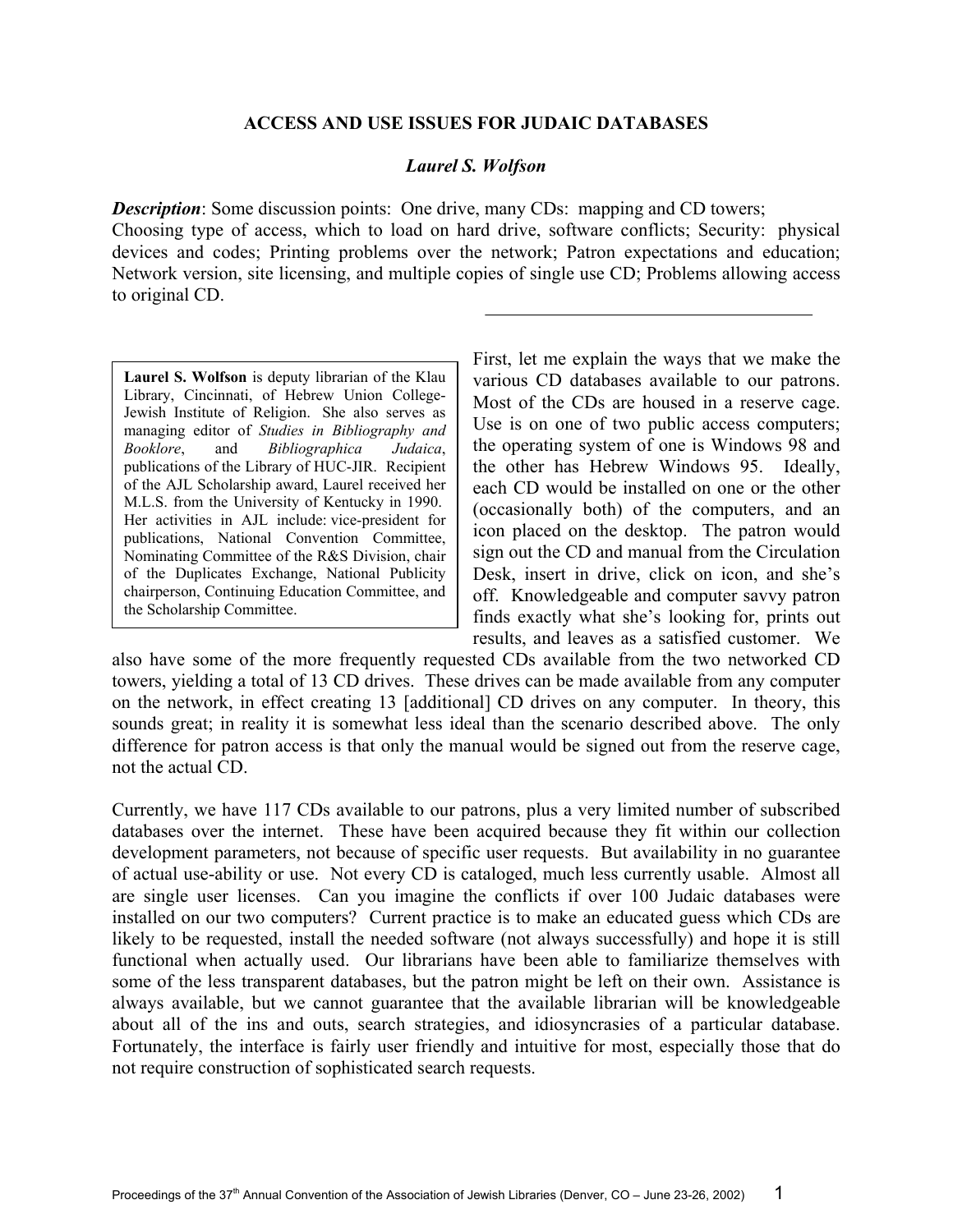# ACCESS AND USE ISSUES FOR JUDAIC DATABASES

***Laurel S. Wolfson***

***Description***: Some discussion points: One drive, many CDs: mapping and CD towers; Choosing type of access, which to load on hard drive, software conflicts; Security: physical devices and codes; Printing problems over the network; Patron expectations and education; Network version, site licensing, and multiple copies of single use CD; Problems allowing access to original CD.

---

**Laurel S. Wolfson** is deputy librarian of the Klau Library, Cincinnati, of Hebrew Union College-Jewish Institute of Religion. She also serves as managing editor of *Studies in Bibliography and Booklore*, and *Bibliographica Judaica*, publications of the Library of HUC-JIR. Recipient of the AJL Scholarship award, Laurel received her M.L.S. from the University of Kentucky in 1990. Her activities in AJL include: vice-president for publications, National Convention Committee, Nominating Committee of the R&S Division, chair of the Duplicates Exchange, National Publicity chairperson, Continuing Education Committee, and the Scholarship Committee.

First, let me explain the ways that we make the various CD databases available to our patrons. Most of the CDs are housed in a reserve cage. Use is on one of two public access computers; the operating system of one is Windows 98 and the other has Hebrew Windows 95. Ideally, each CD would be installed on one or the other (occasionally both) of the computers, and an icon placed on the desktop. The patron would sign out the CD and manual from the Circulation Desk, insert in drive, click on icon, and she's off. Knowledgeable and computer savvy patron finds exactly what she's looking for, prints out results, and leaves as a satisfied customer. We also have some of the more frequently requested CDs available from the two networked CD towers, yielding a total of 13 CD drives. These drives can be made available from any computer on the network, in effect creating 13 [additional] CD drives on any computer. In theory, this sounds great; in reality it is somewhat less ideal than the scenario described above. The only difference for patron access is that only the manual would be signed out from the reserve cage, not the actual CD.

Currently, we have 117 CDs available to our patrons, plus a very limited number of subscribed databases over the internet. These have been acquired because they fit within our collection development parameters, not because of specific user requests. But availability in no guarantee of actual use-ability or use. Not every CD is cataloged, much less currently usable. Almost all are single user licenses. Can you imagine the conflicts if over 100 Judaic databases were installed on our two computers? Current practice is to make an educated guess which CDs are likely to be requested, install the needed software (not always successfully) and hope it is still functional when actually used. Our librarians have been able to familiarize themselves with some of the less transparent databases, but the patron might be left on their own. Assistance is always available, but we cannot guarantee that the available librarian will be knowledgeable about all of the ins and outs, search strategies, and idiosyncrasies of a particular database. Fortunately, the interface is fairly user friendly and intuitive for most, especially those that do not require construction of sophisticated search requests.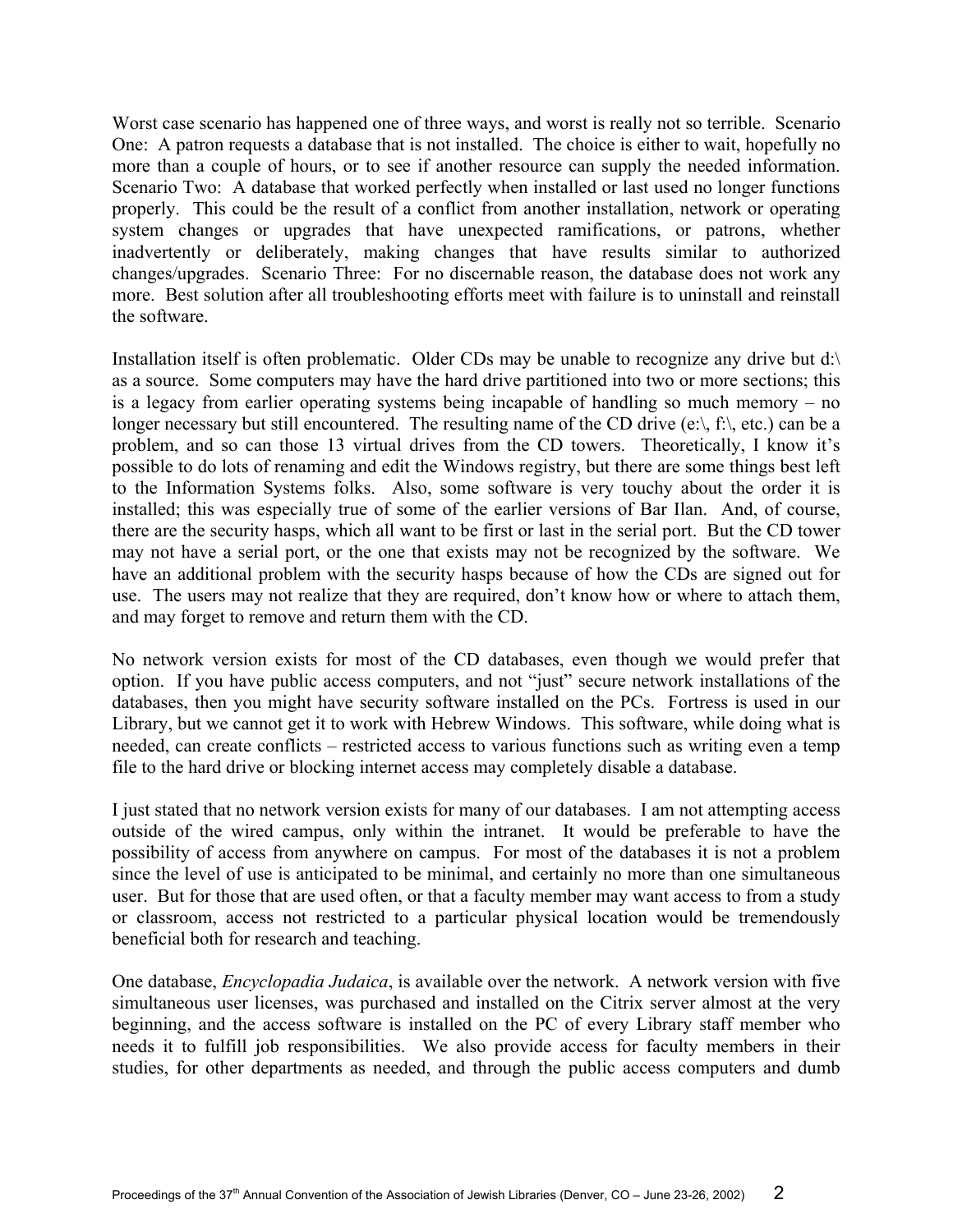Worst case scenario has happened one of three ways, and worst is really not so terrible. Scenario One: A patron requests a database that is not installed. The choice is either to wait, hopefully no more than a couple of hours, or to see if another resource can supply the needed information. Scenario Two: A database that worked perfectly when installed or last used no longer functions properly. This could be the result of a conflict from another installation, network or operating system changes or upgrades that have unexpected ramifications, or patrons, whether inadvertently or deliberately, making changes that have results similar to authorized changes/upgrades. Scenario Three: For no discernable reason, the database does not work any more. Best solution after all troubleshooting efforts meet with failure is to uninstall and reinstall the software.

Installation itself is often problematic. Older CDs may be unable to recognize any drive but d:\ as a source. Some computers may have the hard drive partitioned into two or more sections; this is a legacy from earlier operating systems being incapable of handling so much memory – no longer necessary but still encountered. The resulting name of the CD drive (e:\, f:\, etc.) can be a problem, and so can those 13 virtual drives from the CD towers. Theoretically, I know it's possible to do lots of renaming and edit the Windows registry, but there are some things best left to the Information Systems folks. Also, some software is very touchy about the order it is installed; this was especially true of some of the earlier versions of Bar Ilan. And, of course, there are the security hasps, which all want to be first or last in the serial port. But the CD tower may not have a serial port, or the one that exists may not be recognized by the software. We have an additional problem with the security hasps because of how the CDs are signed out for use. The users may not realize that they are required, don't know how or where to attach them, and may forget to remove and return them with the CD.

No network version exists for most of the CD databases, even though we would prefer that option. If you have public access computers, and not "just" secure network installations of the databases, then you might have security software installed on the PCs. Fortress is used in our Library, but we cannot get it to work with Hebrew Windows. This software, while doing what is needed, can create conflicts – restricted access to various functions such as writing even a temp file to the hard drive or blocking internet access may completely disable a database.

I just stated that no network version exists for many of our databases. I am not attempting access outside of the wired campus, only within the intranet. It would be preferable to have the possibility of access from anywhere on campus. For most of the databases it is not a problem since the level of use is anticipated to be minimal, and certainly no more than one simultaneous user. But for those that are used often, or that a faculty member may want access to from a study or classroom, access not restricted to a particular physical location would be tremendously beneficial both for research and teaching.

One database, *Encyclopadia Judaica*, is available over the network. A network version with five simultaneous user licenses, was purchased and installed on the Citrix server almost at the very beginning, and the access software is installed on the PC of every Library staff member who needs it to fulfill job responsibilities. We also provide access for faculty members in their studies, for other departments as needed, and through the public access computers and dumb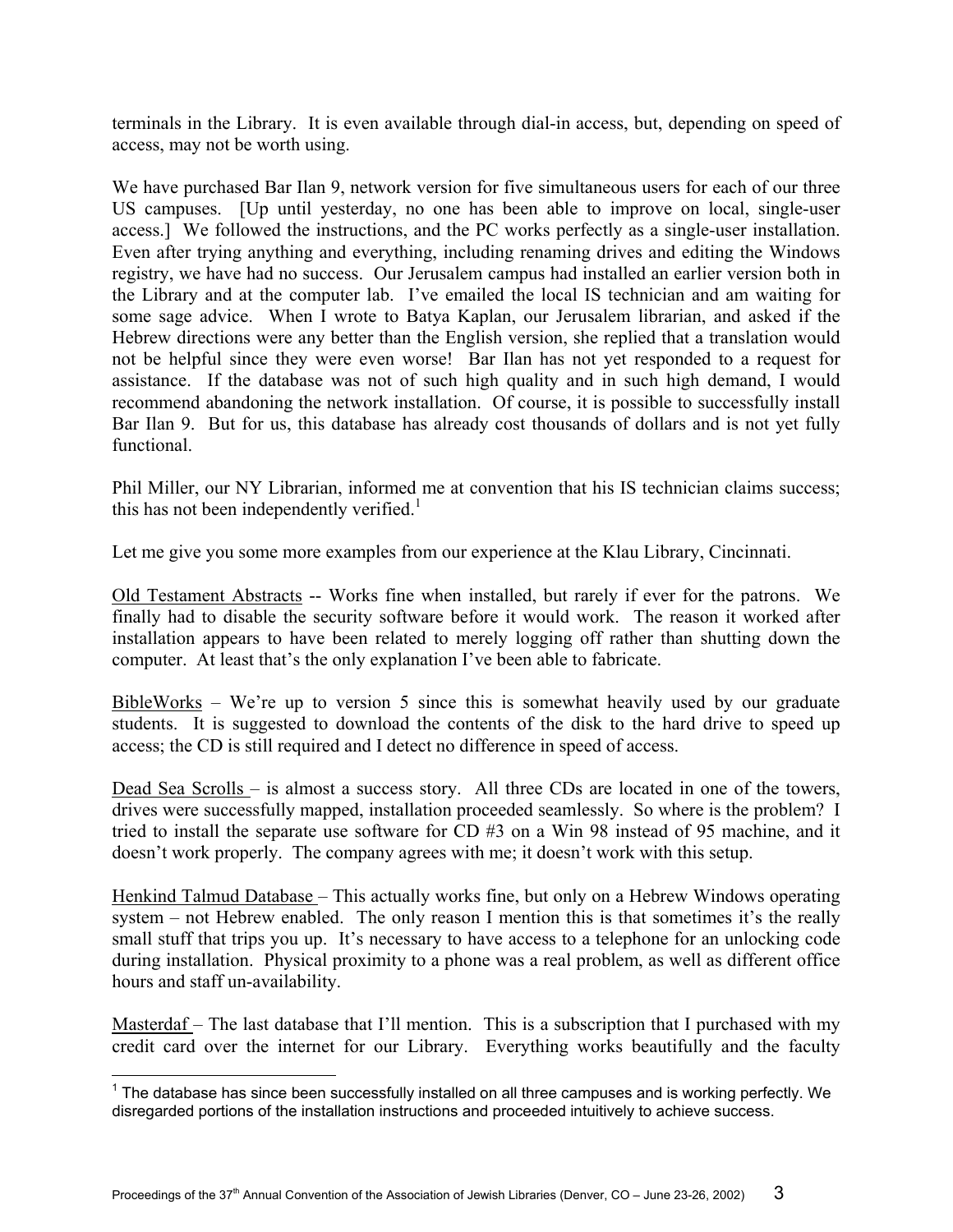terminals in the Library. It is even available through dial-in access, but, depending on speed of access, may not be worth using.

We have purchased Bar Ilan 9, network version for five simultaneous users for each of our three US campuses. [Up until yesterday, no one has been able to improve on local, single-user access.] We followed the instructions, and the PC works perfectly as a single-user installation. Even after trying anything and everything, including renaming drives and editing the Windows registry, we have had no success. Our Jerusalem campus had installed an earlier version both in the Library and at the computer lab. I've emailed the local IS technician and am waiting for some sage advice. When I wrote to Batya Kaplan, our Jerusalem librarian, and asked if the Hebrew directions were any better than the English version, she replied that a translation would not be helpful since they were even worse! Bar Ilan has not yet responded to a request for assistance. If the database was not of such high quality and in such high demand, I would recommend abandoning the network installation. Of course, it is possible to successfully install Bar Ilan 9. But for us, this database has already cost thousands of dollars and is not yet fully functional.

Phil Miller, our NY Librarian, informed me at convention that his IS technician claims success; this has not been independently verified.[1]

Let me give you some more examples from our experience at the Klau Library, Cincinnati.

Old Testament Abstracts -- Works fine when installed, but rarely if ever for the patrons. We finally had to disable the security software before it would work. The reason it worked after installation appears to have been related to merely logging off rather than shutting down the computer. At least that's the only explanation I've been able to fabricate.

BibleWorks – We're up to version 5 since this is somewhat heavily used by our graduate students. It is suggested to download the contents of the disk to the hard drive to speed up access; the CD is still required and I detect no difference in speed of access.

Dead Sea Scrolls – is almost a success story. All three CDs are located in one of the towers, drives were successfully mapped, installation proceeded seamlessly. So where is the problem? I tried to install the separate use software for CD #3 on a Win 98 instead of 95 machine, and it doesn't work properly. The company agrees with me; it doesn't work with this setup.

Henkind Talmud Database – This actually works fine, but only on a Hebrew Windows operating system – not Hebrew enabled. The only reason I mention this is that sometimes it's the really small stuff that trips you up. It's necessary to have access to a telephone for an unlocking code during installation. Physical proximity to a phone was a real problem, as well as different office hours and staff un-availability.

Masterdaf – The last database that I'll mention. This is a subscription that I purchased with my credit card over the internet for our Library. Everything works beautifully and the faculty

[1] The database has since been successfully installed on all three campuses and is working perfectly. We disregarded portions of the installation instructions and proceeded intuitively to achieve success.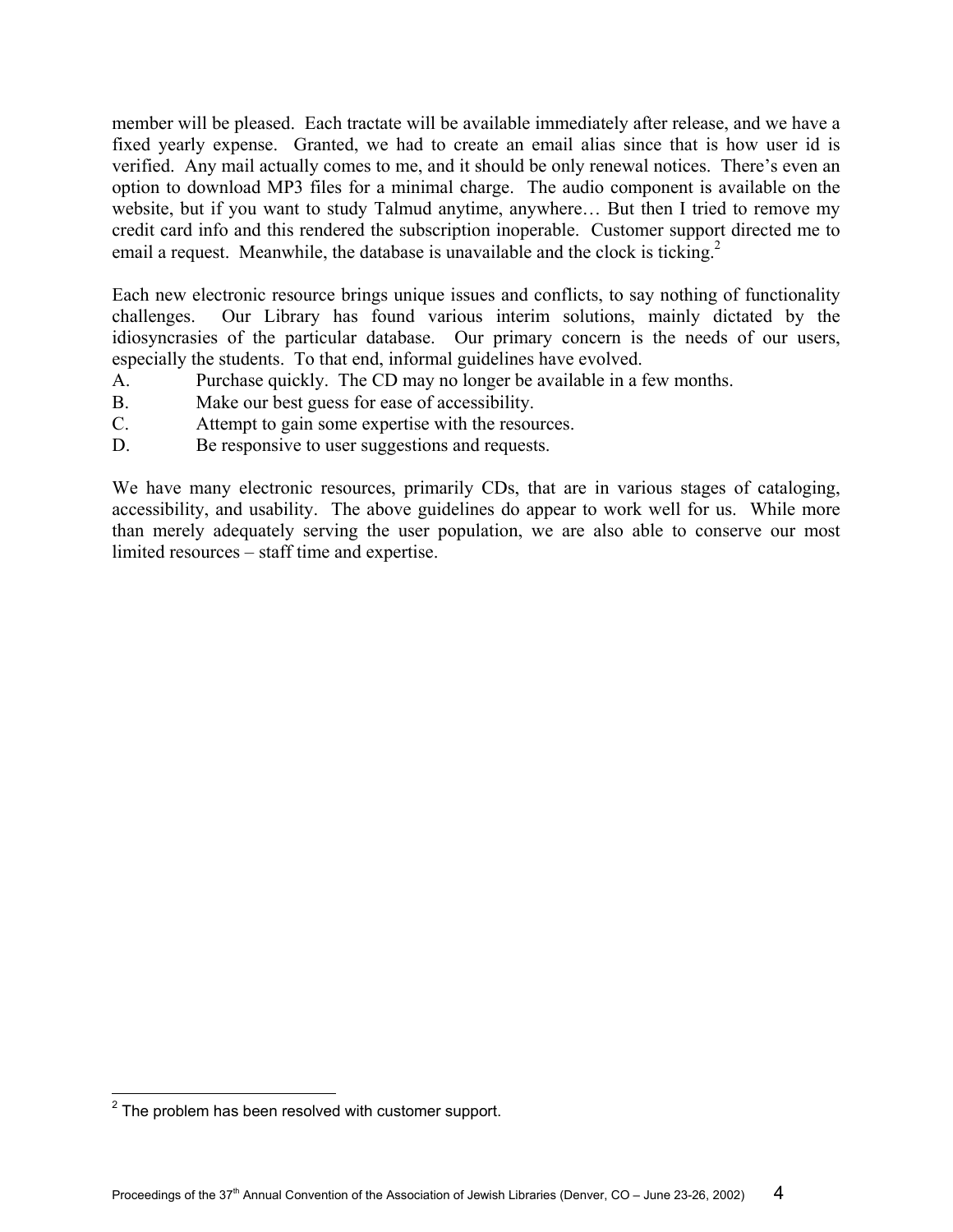member will be pleased. Each tractate will be available immediately after release, and we have a fixed yearly expense. Granted, we had to create an email alias since that is how user id is verified. Any mail actually comes to me, and it should be only renewal notices. There's even an option to download MP3 files for a minimal charge. The audio component is available on the website, but if you want to study Talmud anytime, anywhere… But then I tried to remove my credit card info and this rendered the subscription inoperable. Customer support directed me to email a request. Meanwhile, the database is unavailable and the clock is ticking.[2]

Each new electronic resource brings unique issues and conflicts, to say nothing of functionality challenges. Our Library has found various interim solutions, mainly dictated by the idiosyncrasies of the particular database. Our primary concern is the needs of our users, especially the students. To that end, informal guidelines have evolved.

A. Purchase quickly. The CD may no longer be available in a few months.
B. Make our best guess for ease of accessibility.
C. Attempt to gain some expertise with the resources.
D. Be responsive to user suggestions and requests.

We have many electronic resources, primarily CDs, that are in various stages of cataloging, accessibility, and usability. The above guidelines do appear to work well for us. While more than merely adequately serving the user population, we are also able to conserve our most limited resources – staff time and expertise.

[2] The problem has been resolved with customer support.